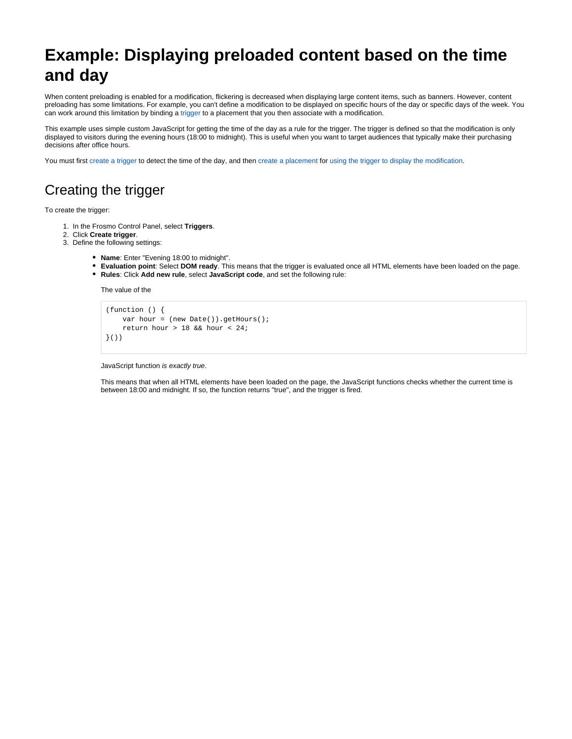# Example: Displaying preloaded content based on the time and day

When content preloading is enabled for a modification, flickering is decreased when displaying large content items, such as banners. However, content preloading has some limitations. For example, you can't define a modification to be displayed on specific hours of the day or specific days of the week. You can work around this limitation by binding a trigger to a placement that you then associate with a modification.

This example uses simple custom JavaScript for getting the time of the day as a rule for the trigger. The trigger is defined so that the modification is only displayed to visitors during the evening hours (18:00 to midnight). This is useful when you want to target audiences that typically make their purchasing decisions after office hours.

You must first create a trigger to detect the time of the day, and then create a placement for using the trigger to display the modification.

## Creating the trigger

To create the trigger:

1. In the Frosmo Control Panel, select **Triggers**.
2. Click **Create trigger**.
3. Define the following settings:
   - **Name**: Enter "Evening 18:00 to midnight".
   - **Evaluation point**: Select **DOM ready**. This means that the trigger is evaluated once all HTML elements have been loaded on the page.
   - **Rules**: Click **Add new rule**, select **JavaScript code**, and set the following rule:

     The value of the

     ```
     (function () {
         var hour = (new Date()).getHours();
         return hour > 18 && hour < 24;
     }())
     ```

     JavaScript function *is exactly true*.

     This means that when all HTML elements have been loaded on the page, the JavaScript functions checks whether the current time is between 18:00 and midnight. If so, the function returns "true", and the trigger is fired.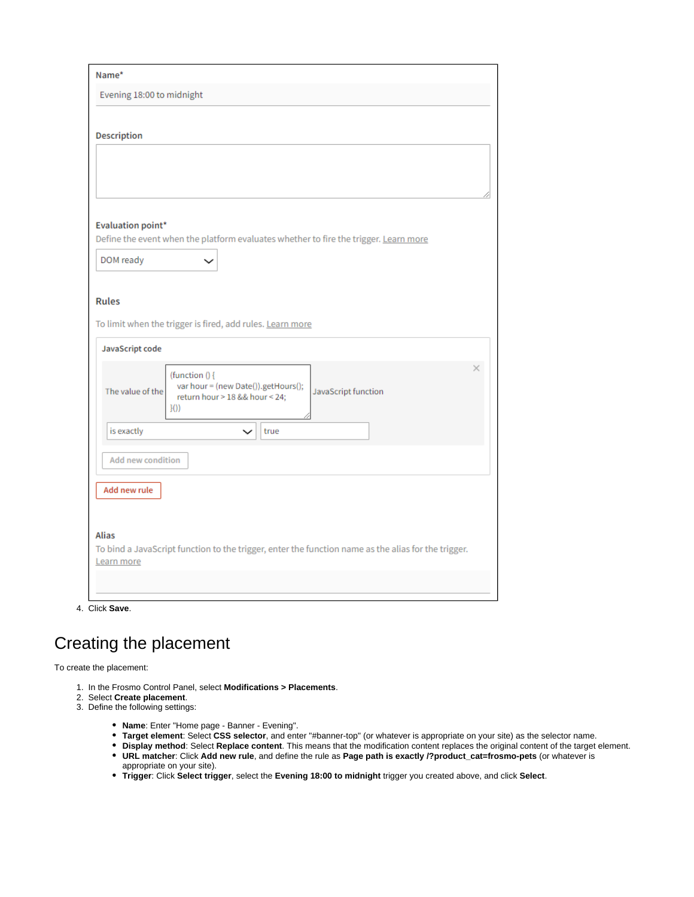Name*

Evening 18:00 to midnight

Description

Evaluation point*

Define the event when the platform evaluates whether to fire the trigger. Learn more

DOM ready

Rules

To limit when the trigger is fired, add rules. Learn more

JavaScript code

The value of the

```
(function () {
  var hour = (new Date()).getHours();
  return hour > 18 && hour < 24;
}())
```

JavaScript function

is exactly | true

Add new condition

Add new rule

Alias

To bind a JavaScript function to the trigger, enter the function name as the alias for the trigger. Learn more

4. Click **Save**.

# Creating the placement

To create the placement:

1. In the Frosmo Control Panel, select **Modifications > Placements**.
2. Select **Create placement**.
3. Define the following settings:
   - **Name**: Enter "Home page - Banner - Evening".
   - **Target element**: Select **CSS selector**, and enter "#banner-top" (or whatever is appropriate on your site) as the selector name.
   - **Display method**: Select **Replace content**. This means that the modification content replaces the original content of the target element.
   - **URL matcher**: Click **Add new rule**, and define the rule as **Page path is exactly /?product_cat=frosmo-pets** (or whatever is appropriate on your site).
   - **Trigger**: Click **Select trigger**, select the **Evening 18:00 to midnight** trigger you created above, and click **Select**.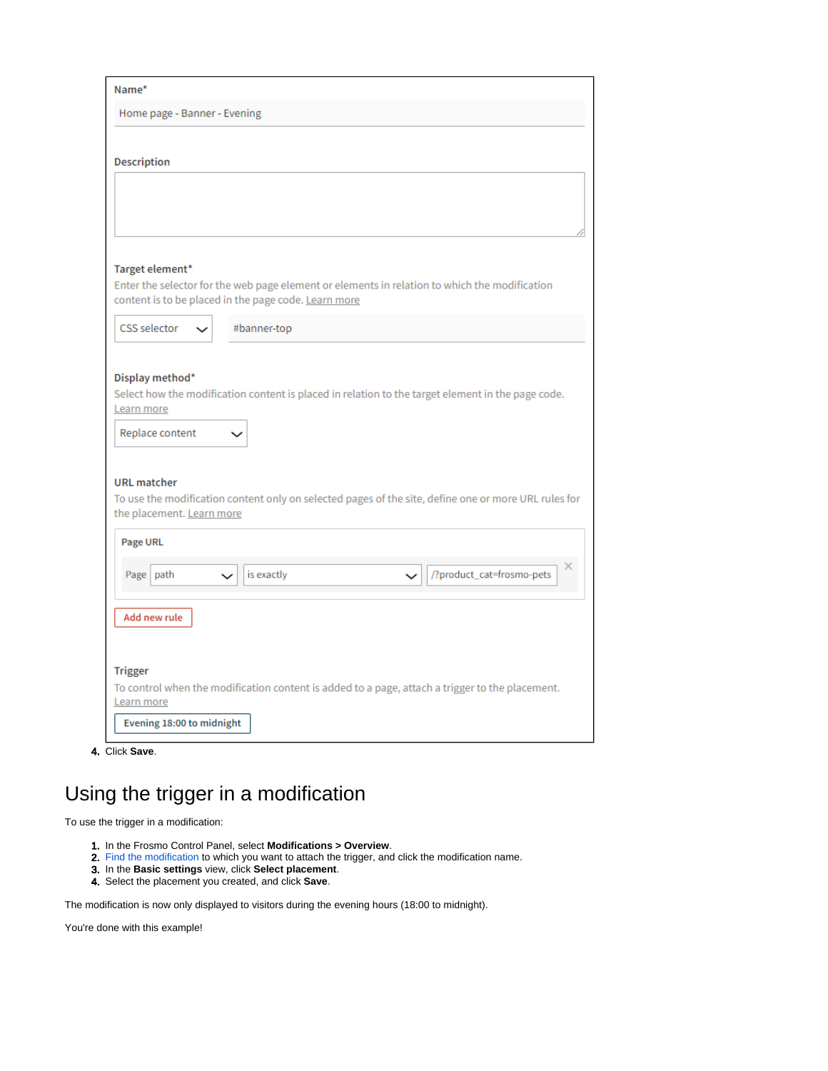Name*

Home page - Banner - Evening

Description

Target element*

Enter the selector for the web page element or elements in relation to which the modification content is to be placed in the page code. Learn more

CSS selector

#banner-top

Display method*

Select how the modification content is placed in relation to the target element in the page code. Learn more

Replace content

URL matcher

To use the modification content only on selected pages of the site, define one or more URL rules for the placement. Learn more

Page URL

Page path is exactly /?product_cat=frosmo-pets

Add new rule

Trigger

To control when the modification content is added to a page, attach a trigger to the placement. Learn more

Evening 18:00 to midnight

4. Click **Save**.

# Using the trigger in a modification

To use the trigger in a modification:

1. In the Frosmo Control Panel, select **Modifications > Overview**.
2. Find the modification to which you want to attach the trigger, and click the modification name.
3. In the **Basic settings** view, click **Select placement**.
4. Select the placement you created, and click **Save**.

The modification is now only displayed to visitors during the evening hours (18:00 to midnight).

You're done with this example!